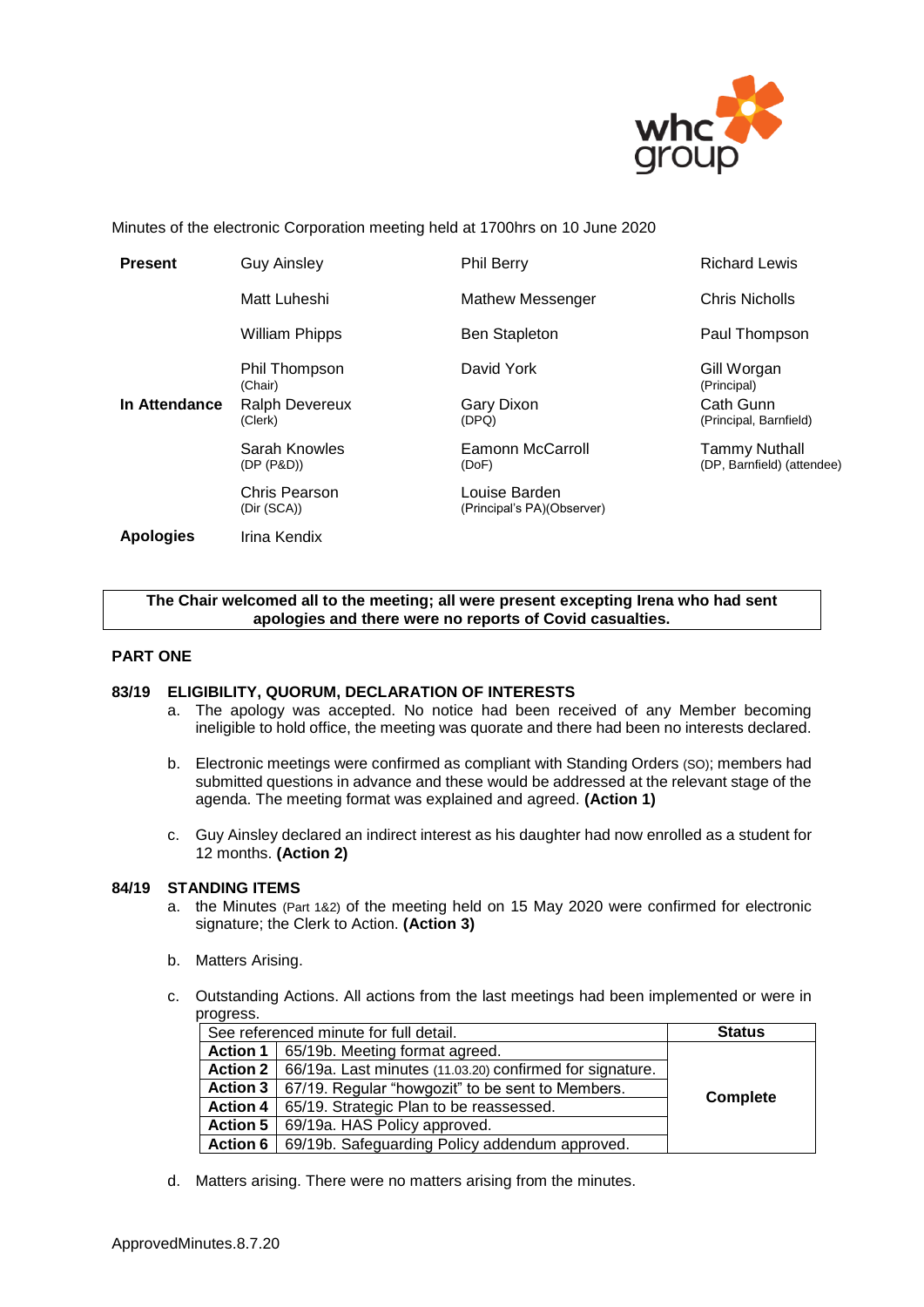Minutes of the electronic Corporation meeting held at 1700hrs on 10 June 2020

| | | | |
|---|---|---|---|
| **Present** | Guy Ainsley | Phil Berry | Richard Lewis |
| | Matt Luheshi | Mathew Messenger | Chris Nicholls |
| | William Phipps | Ben Stapleton | Paul Thompson |
| | Phil Thompson (Chair) | David York | Gill Worgan (Principal) |
| **In Attendance** | Ralph Devereux (Clerk) | Gary Dixon (DPQ) | Cath Gunn (Principal, Barnfield) |
| | Sarah Knowles (DP (P&D)) | Eamonn McCarroll (DoF) | Tammy Nuthall (DP, Barnfield) (attendee) |
| | Chris Pearson (Dir (SCA)) | Louise Barden (Principal's PA)(Observer) | |
| **Apologies** | Irina Kendix | | |

**The Chair welcomed all to the meeting; all were present excepting Irena who had sent apologies and there were no reports of Covid casualties.**

**PART ONE**

**83/19 ELIGIBILITY, QUORUM, DECLARATION OF INTERESTS**

a. The apology was accepted. No notice had been received of any Member becoming ineligible to hold office, the meeting was quorate and there had been no interests declared.

b. Electronic meetings were confirmed as compliant with Standing Orders (SO); members had submitted questions in advance and these would be addressed at the relevant stage of the agenda. The meeting format was explained and agreed. **(Action 1)**

c. Guy Ainsley declared an indirect interest as his daughter had now enrolled as a student for 12 months. **(Action 2)**

**84/19 STANDING ITEMS**

a. the Minutes (Part 1&2) of the meeting held on 15 May 2020 were confirmed for electronic signature; the Clerk to Action. **(Action 3)**

b. Matters Arising.

c. Outstanding Actions. All actions from the last meetings had been implemented or were in progress.

| See referenced minute for full detail. | | **Status** |
|---|---|---|
| **Action 1** | 65/19b. Meeting format agreed. | **Complete** |
| **Action 2** | 66/19a. Last minutes (11.03.20) confirmed for signature. | |
| **Action 3** | 67/19. Regular "howgozit" to be sent to Members. | |
| **Action 4** | 65/19. Strategic Plan to be reassessed. | |
| **Action 5** | 69/19a. HAS Policy approved. | |
| **Action 6** | 69/19b. Safeguarding Policy addendum approved. | |

d. Matters arising. There were no matters arising from the minutes.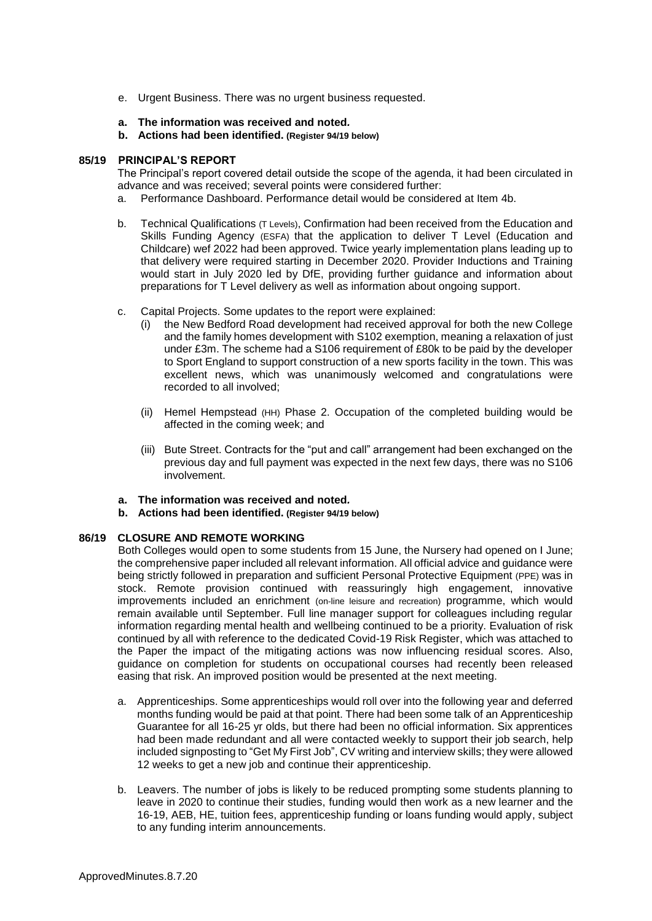e. Urgent Business. There was no urgent business requested.

**a. The information was received and noted.**
**b. Actions had been identified. (Register 94/19 below)**

## 85/19 PRINCIPAL'S REPORT

The Principal's report covered detail outside the scope of the agenda, it had been circulated in advance and was received; several points were considered further:

a. Performance Dashboard. Performance detail would be considered at Item 4b.

b. Technical Qualifications (T Levels), Confirmation had been received from the Education and Skills Funding Agency (ESFA) that the application to deliver T Level (Education and Childcare) wef 2022 had been approved. Twice yearly implementation plans leading up to that delivery were required starting in December 2020. Provider Inductions and Training would start in July 2020 led by DfE, providing further guidance and information about preparations for T Level delivery as well as information about ongoing support.

c. Capital Projects. Some updates to the report were explained:

   (i) the New Bedford Road development had received approval for both the new College and the family homes development with S102 exemption, meaning a relaxation of just under £3m. The scheme had a S106 requirement of £80k to be paid by the developer to Sport England to support construction of a new sports facility in the town. This was excellent news, which was unanimously welcomed and congratulations were recorded to all involved;

   (ii) Hemel Hempstead (HH) Phase 2. Occupation of the completed building would be affected in the coming week; and

   (iii) Bute Street. Contracts for the "put and call" arrangement had been exchanged on the previous day and full payment was expected in the next few days, there was no S106 involvement.

**a. The information was received and noted.**
**b. Actions had been identified. (Register 94/19 below)**

## 86/19 CLOSURE AND REMOTE WORKING

Both Colleges would open to some students from 15 June, the Nursery had opened on I June; the comprehensive paper included all relevant information. All official advice and guidance were being strictly followed in preparation and sufficient Personal Protective Equipment (PPE) was in stock. Remote provision continued with reassuringly high engagement, innovative improvements included an enrichment (on-line leisure and recreation) programme, which would remain available until September. Full line manager support for colleagues including regular information regarding mental health and wellbeing continued to be a priority. Evaluation of risk continued by all with reference to the dedicated Covid-19 Risk Register, which was attached to the Paper the impact of the mitigating actions was now influencing residual scores. Also, guidance on completion for students on occupational courses had recently been released easing that risk. An improved position would be presented at the next meeting.

a. Apprenticeships. Some apprenticeships would roll over into the following year and deferred months funding would be paid at that point. There had been some talk of an Apprenticeship Guarantee for all 16-25 yr olds, but there had been no official information. Six apprentices had been made redundant and all were contacted weekly to support their job search, help included signposting to "Get My First Job", CV writing and interview skills; they were allowed 12 weeks to get a new job and continue their apprenticeship.

b. Leavers. The number of jobs is likely to be reduced prompting some students planning to leave in 2020 to continue their studies, funding would then work as a new learner and the 16-19, AEB, HE, tuition fees, apprenticeship funding or loans funding would apply, subject to any funding interim announcements.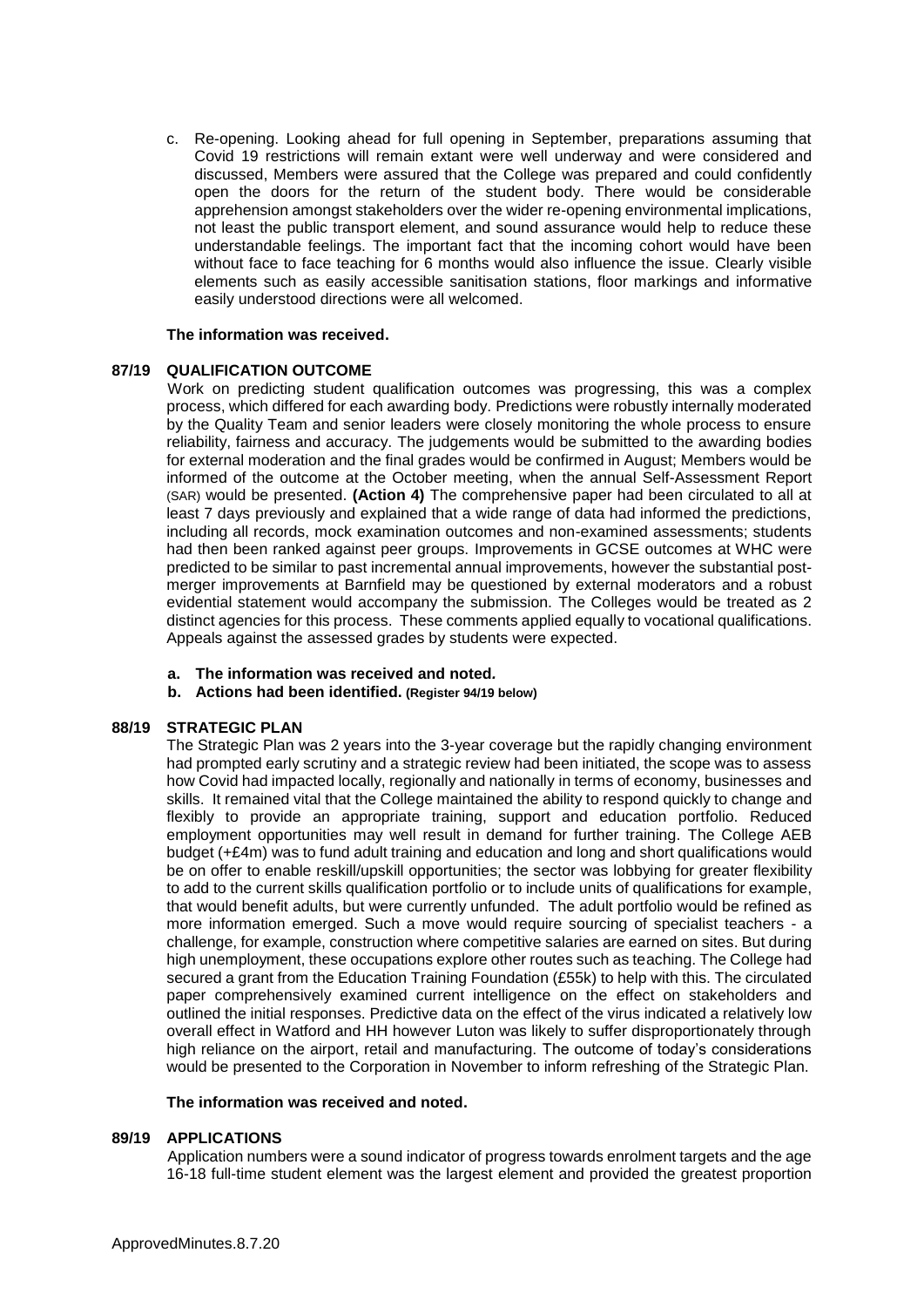c. Re-opening. Looking ahead for full opening in September, preparations assuming that Covid 19 restrictions will remain extant were well underway and were considered and discussed, Members were assured that the College was prepared and could confidently open the doors for the return of the student body. There would be considerable apprehension amongst stakeholders over the wider re-opening environmental implications, not least the public transport element, and sound assurance would help to reduce these understandable feelings. The important fact that the incoming cohort would have been without face to face teaching for 6 months would also influence the issue. Clearly visible elements such as easily accessible sanitisation stations, floor markings and informative easily understood directions were all welcomed.

**The information was received.**

**87/19 QUALIFICATION OUTCOME**

Work on predicting student qualification outcomes was progressing, this was a complex process, which differed for each awarding body. Predictions were robustly internally moderated by the Quality Team and senior leaders were closely monitoring the whole process to ensure reliability, fairness and accuracy. The judgements would be submitted to the awarding bodies for external moderation and the final grades would be confirmed in August; Members would be informed of the outcome at the October meeting, when the annual Self-Assessment Report (SAR) would be presented. **(Action 4)** The comprehensive paper had been circulated to all at least 7 days previously and explained that a wide range of data had informed the predictions, including all records, mock examination outcomes and non-examined assessments; students had then been ranked against peer groups. Improvements in GCSE outcomes at WHC were predicted to be similar to past incremental annual improvements, however the substantial post-merger improvements at Barnfield may be questioned by external moderators and a robust evidential statement would accompany the submission. The Colleges would be treated as 2 distinct agencies for this process. These comments applied equally to vocational qualifications. Appeals against the assessed grades by students were expected.

**a. The information was received and noted.**
**b. Actions had been identified. (Register 94/19 below)**

**88/19 STRATEGIC PLAN**

The Strategic Plan was 2 years into the 3-year coverage but the rapidly changing environment had prompted early scrutiny and a strategic review had been initiated, the scope was to assess how Covid had impacted locally, regionally and nationally in terms of economy, businesses and skills. It remained vital that the College maintained the ability to respond quickly to change and flexibly to provide an appropriate training, support and education portfolio. Reduced employment opportunities may well result in demand for further training. The College AEB budget (+£4m) was to fund adult training and education and long and short qualifications would be on offer to enable reskill/upskill opportunities; the sector was lobbying for greater flexibility to add to the current skills qualification portfolio or to include units of qualifications for example, that would benefit adults, but were currently unfunded. The adult portfolio would be refined as more information emerged. Such a move would require sourcing of specialist teachers - a challenge, for example, construction where competitive salaries are earned on sites. But during high unemployment, these occupations explore other routes such as teaching. The College had secured a grant from the Education Training Foundation (£55k) to help with this. The circulated paper comprehensively examined current intelligence on the effect on stakeholders and outlined the initial responses. Predictive data on the effect of the virus indicated a relatively low overall effect in Watford and HH however Luton was likely to suffer disproportionately through high reliance on the airport, retail and manufacturing. The outcome of today's considerations would be presented to the Corporation in November to inform refreshing of the Strategic Plan.

**The information was received and noted.**

**89/19 APPLICATIONS**

Application numbers were a sound indicator of progress towards enrolment targets and the age 16-18 full-time student element was the largest element and provided the greatest proportion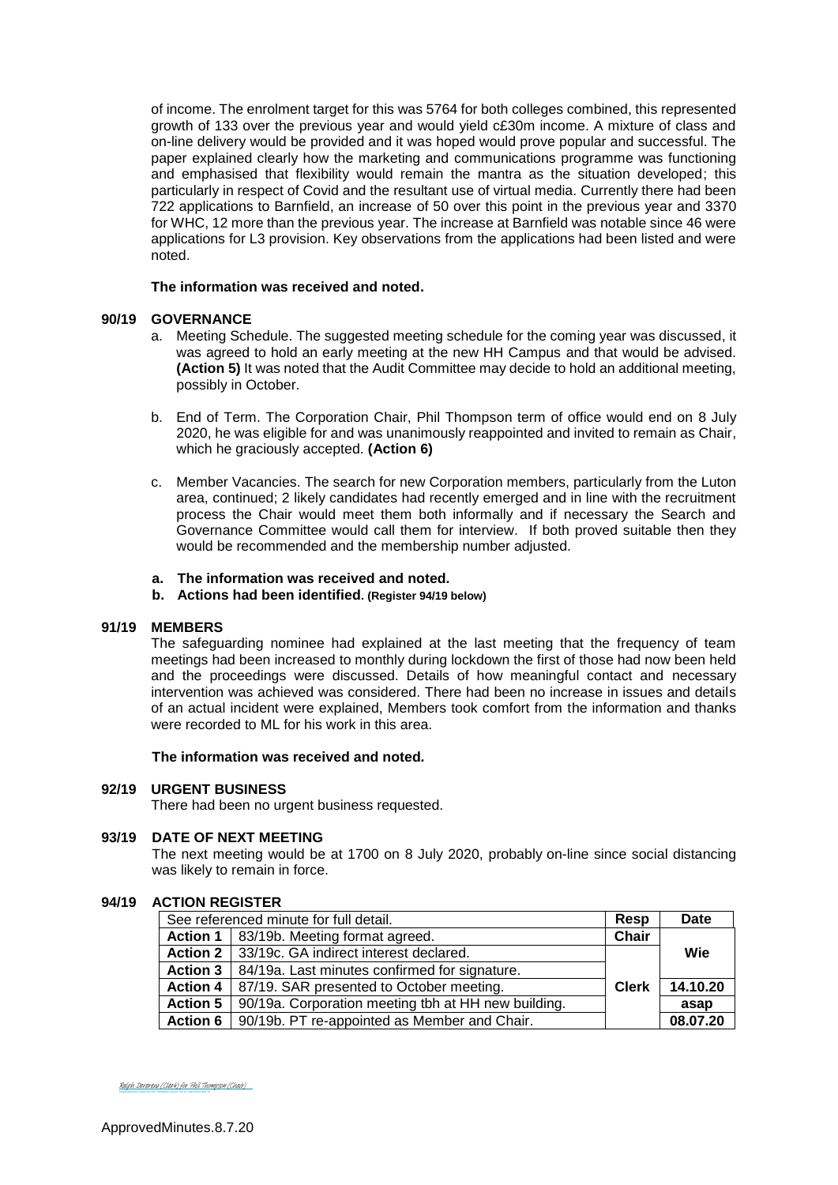of income. The enrolment target for this was 5764 for both colleges combined, this represented growth of 133 over the previous year and would yield c£30m income. A mixture of class and on-line delivery would be provided and it was hoped would prove popular and successful. The paper explained clearly how the marketing and communications programme was functioning and emphasised that flexibility would remain the mantra as the situation developed; this particularly in respect of Covid and the resultant use of virtual media. Currently there had been 722 applications to Barnfield, an increase of 50 over this point in the previous year and 3370 for WHC, 12 more than the previous year. The increase at Barnfield was notable since 46 were applications for L3 provision. Key observations from the applications had been listed and were noted.

**The information was received and noted.**

## 90/19 GOVERNANCE

a. Meeting Schedule. The suggested meeting schedule for the coming year was discussed, it was agreed to hold an early meeting at the new HH Campus and that would be advised. **(Action 5)** It was noted that the Audit Committee may decide to hold an additional meeting, possibly in October.

b. End of Term. The Corporation Chair, Phil Thompson term of office would end on 8 July 2020, he was eligible for and was unanimously reappointed and invited to remain as Chair, which he graciously accepted. **(Action 6)**

c. Member Vacancies. The search for new Corporation members, particularly from the Luton area, continued; 2 likely candidates had recently emerged and in line with the recruitment process the Chair would meet them both informally and if necessary the Search and Governance Committee would call them for interview. If both proved suitable then they would be recommended and the membership number adjusted.

**a. The information was received and noted.**
**b. Actions had been identified. (Register 94/19 below)**

## 91/19 MEMBERS

The safeguarding nominee had explained at the last meeting that the frequency of team meetings had been increased to monthly during lockdown the first of those had now been held and the proceedings were discussed. Details of how meaningful contact and necessary intervention was achieved was considered. There had been no increase in issues and details of an actual incident were explained, Members took comfort from the information and thanks were recorded to ML for his work in this area.

**The information was received and noted.**

## 92/19 URGENT BUSINESS

There had been no urgent business requested.

## 93/19 DATE OF NEXT MEETING

The next meeting would be at 1700 on 8 July 2020, probably on-line since social distancing was likely to remain in force.

## 94/19 ACTION REGISTER

| See referenced minute for full detail. | | Resp | Date |
|---|---|---|---|
| **Action 1** | 83/19b. Meeting format agreed. | **Chair** | |
| **Action 2** | 33/19c. GA indirect interest declared. | | **Wie** |
| **Action 3** | 84/19a. Last minutes confirmed for signature. | | |
| **Action 4** | 87/19. SAR presented to October meeting. | **Clerk** | **14.10.20** |
| **Action 5** | 90/19a. Corporation meeting tbh at HH new building. | | **asap** |
| **Action 6** | 90/19b. PT re-appointed as Member and Chair. | | **08.07.20** |

Ralph Devereux (Clerk) for Phil Thompson (Chair)

ApprovedMinutes.8.7.20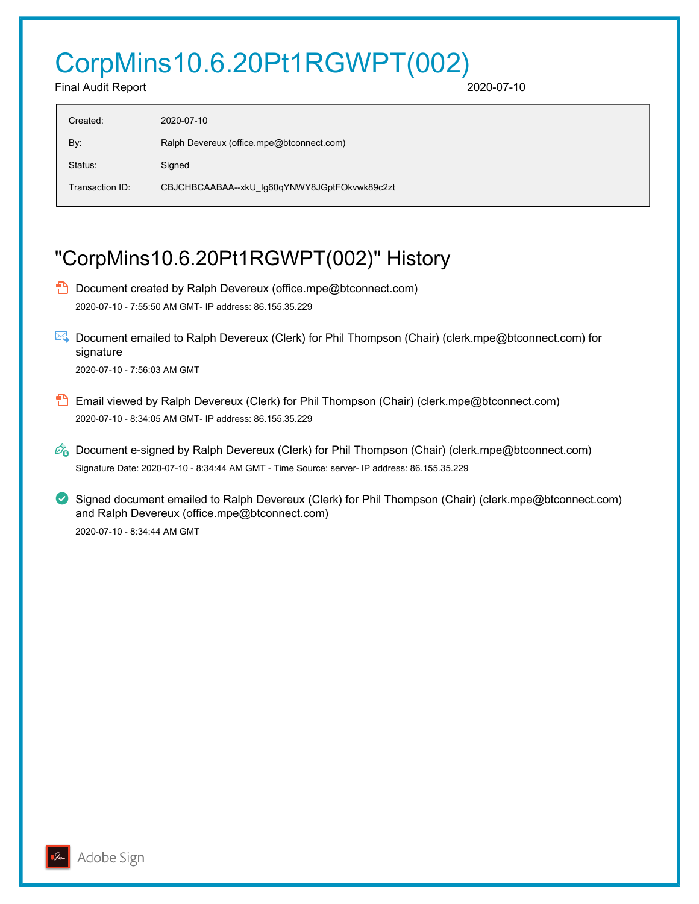# CorpMins10.6.20Pt1RGWPT(002)

Final Audit Report 2020-07-10

| | |
|---|---|
| Created: | 2020-07-10 |
| By: | Ralph Devereux (office.mpe@btconnect.com) |
| Status: | Signed |
| Transaction ID: | CBJCHBCAABAA--xkU_Ig60qYNWY8JGptFOkvwk89c2zt |

## "CorpMins10.6.20Pt1RGWPT(002)" History

- Document created by Ralph Devereux (office.mpe@btconnect.com)
  2020-07-10 - 7:55:50 AM GMT- IP address: 86.155.35.229

- Document emailed to Ralph Devereux (Clerk) for Phil Thompson (Chair) (clerk.mpe@btconnect.com) for signature
  2020-07-10 - 7:56:03 AM GMT

- Email viewed by Ralph Devereux (Clerk) for Phil Thompson (Chair) (clerk.mpe@btconnect.com)
  2020-07-10 - 8:34:05 AM GMT- IP address: 86.155.35.229

- Document e-signed by Ralph Devereux (Clerk) for Phil Thompson (Chair) (clerk.mpe@btconnect.com)
  Signature Date: 2020-07-10 - 8:34:44 AM GMT - Time Source: server- IP address: 86.155.35.229

- Signed document emailed to Ralph Devereux (Clerk) for Phil Thompson (Chair) (clerk.mpe@btconnect.com) and Ralph Devereux (office.mpe@btconnect.com)
  2020-07-10 - 8:34:44 AM GMT

Adobe Sign